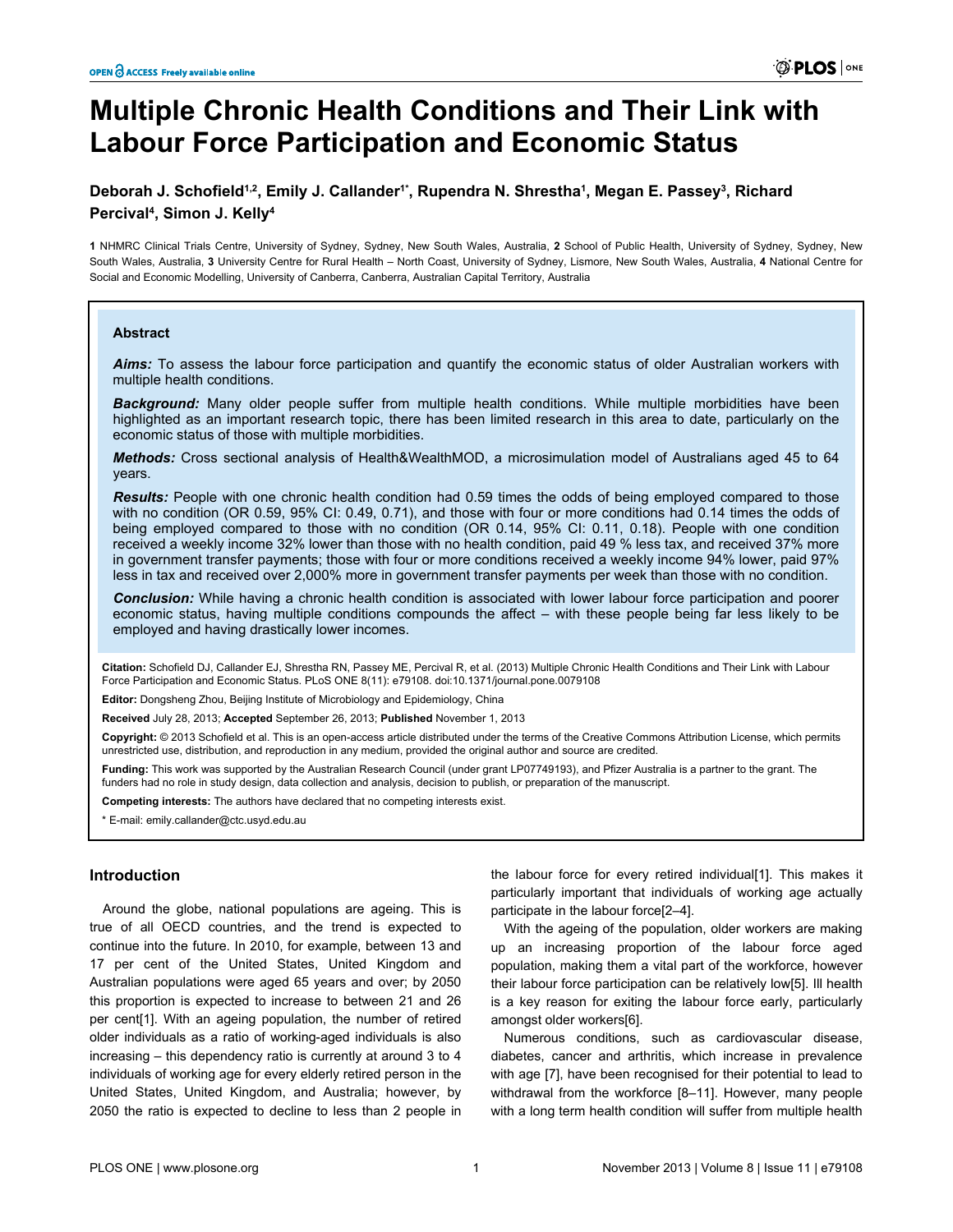# Multiple Chronic Health Conditions and Their Link with Labour Force Participation and Economic Status

**Deborah J. Schofield[1,2], Emily J. Callander[1*], Rupendra N. Shrestha[1], Megan E. Passey[3], Richard Percival[4], Simon J. Kelly[4]**

**1** NHMRC Clinical Trials Centre, University of Sydney, Sydney, New South Wales, Australia, **2** School of Public Health, University of Sydney, Sydney, New South Wales, Australia, **3** University Centre for Rural Health – North Coast, University of Sydney, Lismore, New South Wales, Australia, **4** National Centre for Social and Economic Modelling, University of Canberra, Canberra, Australian Capital Territory, Australia

## Abstract

***Aims:*** To assess the labour force participation and quantify the economic status of older Australian workers with multiple health conditions.

***Background:*** Many older people suffer from multiple health conditions. While multiple morbidities have been highlighted as an important research topic, there has been limited research in this area to date, particularly on the economic status of those with multiple morbidities.

***Methods:*** Cross sectional analysis of Health&WealthMOD, a microsimulation model of Australians aged 45 to 64 years.

***Results:*** People with one chronic health condition had 0.59 times the odds of being employed compared to those with no condition (OR 0.59, 95% CI: 0.49, 0.71), and those with four or more conditions had 0.14 times the odds of being employed compared to those with no condition (OR 0.14, 95% CI: 0.11, 0.18). People with one condition received a weekly income 32% lower than those with no health condition, paid 49 % less tax, and received 37% more in government transfer payments; those with four or more conditions received a weekly income 94% lower, paid 97% less in tax and received over 2,000% more in government transfer payments per week than those with no condition.

***Conclusion:*** While having a chronic health condition is associated with lower labour force participation and poorer economic status, having multiple conditions compounds the affect – with these people being far less likely to be employed and having drastically lower incomes.

**Citation:** Schofield DJ, Callander EJ, Shrestha RN, Passey ME, Percival R, et al. (2013) Multiple Chronic Health Conditions and Their Link with Labour Force Participation and Economic Status. PLoS ONE 8(11): e79108. doi:10.1371/journal.pone.0079108

**Editor:** Dongsheng Zhou, Beijing Institute of Microbiology and Epidemiology, China

**Received** July 28, 2013; **Accepted** September 26, 2013; **Published** November 1, 2013

**Copyright:** © 2013 Schofield et al. This is an open-access article distributed under the terms of the Creative Commons Attribution License, which permits unrestricted use, distribution, and reproduction in any medium, provided the original author and source are credited.

**Funding:** This work was supported by the Australian Research Council (under grant LP07749193), and Pfizer Australia is a partner to the grant. The funders had no role in study design, data collection and analysis, decision to publish, or preparation of the manuscript.

**Competing interests:** The authors have declared that no competing interests exist.

\* E-mail: emily.callander@ctc.usyd.edu.au

## Introduction

Around the globe, national populations are ageing. This is true of all OECD countries, and the trend is expected to continue into the future. In 2010, for example, between 13 and 17 per cent of the United States, United Kingdom and Australian populations were aged 65 years and over; by 2050 this proportion is expected to increase to between 21 and 26 per cent[1]. With an ageing population, the number of retired older individuals as a ratio of working-aged individuals is also increasing – this dependency ratio is currently at around 3 to 4 individuals of working age for every elderly retired person in the United States, United Kingdom, and Australia; however, by 2050 the ratio is expected to decline to less than 2 people in the labour force for every retired individual[1]. This makes it particularly important that individuals of working age actually participate in the labour force[2–4].

With the ageing of the population, older workers are making up an increasing proportion of the labour force aged population, making them a vital part of the workforce, however their labour force participation can be relatively low[5]. Ill health is a key reason for exiting the labour force early, particularly amongst older workers[6].

Numerous conditions, such as cardiovascular disease, diabetes, cancer and arthritis, which increase in prevalence with age [7], have been recognised for their potential to lead to withdrawal from the workforce [8–11]. However, many people with a long term health condition will suffer from multiple health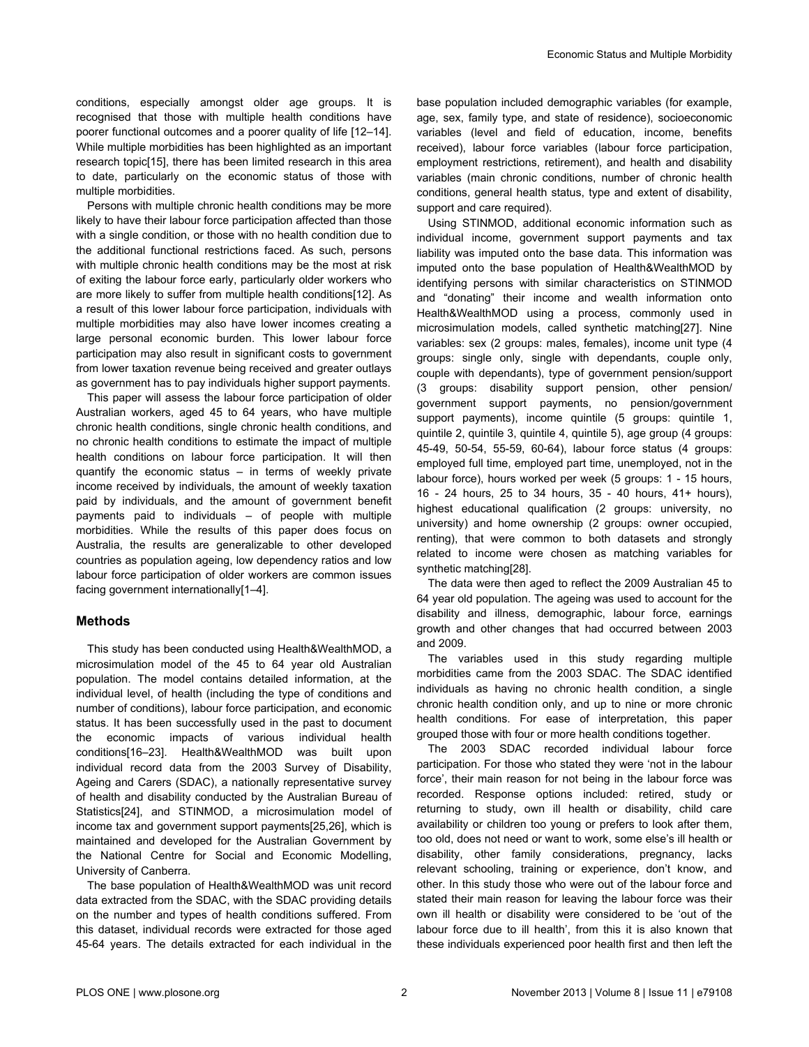conditions, especially amongst older age groups. It is recognised that those with multiple health conditions have poorer functional outcomes and a poorer quality of life [12–14]. While multiple morbidities has been highlighted as an important research topic[15], there has been limited research in this area to date, particularly on the economic status of those with multiple morbidities.

Persons with multiple chronic health conditions may be more likely to have their labour force participation affected than those with a single condition, or those with no health condition due to the additional functional restrictions faced. As such, persons with multiple chronic health conditions may be the most at risk of exiting the labour force early, particularly older workers who are more likely to suffer from multiple health conditions[12]. As a result of this lower labour force participation, individuals with multiple morbidities may also have lower incomes creating a large personal economic burden. This lower labour force participation may also result in significant costs to government from lower taxation revenue being received and greater outlays as government has to pay individuals higher support payments.

This paper will assess the labour force participation of older Australian workers, aged 45 to 64 years, who have multiple chronic health conditions, single chronic health conditions, and no chronic health conditions to estimate the impact of multiple health conditions on labour force participation. It will then quantify the economic status – in terms of weekly private income received by individuals, the amount of weekly taxation paid by individuals, and the amount of government benefit payments paid to individuals – of people with multiple morbidities. While the results of this paper does focus on Australia, the results are generalizable to other developed countries as population ageing, low dependency ratios and low labour force participation of older workers are common issues facing government internationally[1–4].

## Methods

This study has been conducted using Health&WealthMOD, a microsimulation model of the 45 to 64 year old Australian population. The model contains detailed information, at the individual level, of health (including the type of conditions and number of conditions), labour force participation, and economic status. It has been successfully used in the past to document the economic impacts of various individual health conditions[16–23]. Health&WealthMOD was built upon individual record data from the 2003 Survey of Disability, Ageing and Carers (SDAC), a nationally representative survey of health and disability conducted by the Australian Bureau of Statistics[24], and STINMOD, a microsimulation model of income tax and government support payments[25,26], which is maintained and developed for the Australian Government by the National Centre for Social and Economic Modelling, University of Canberra.

The base population of Health&WealthMOD was unit record data extracted from the SDAC, with the SDAC providing details on the number and types of health conditions suffered. From this dataset, individual records were extracted for those aged 45-64 years. The details extracted for each individual in the base population included demographic variables (for example, age, sex, family type, and state of residence), socioeconomic variables (level and field of education, income, benefits received), labour force variables (labour force participation, employment restrictions, retirement), and health and disability variables (main chronic conditions, number of chronic health conditions, general health status, type and extent of disability, support and care required).

Using STINMOD, additional economic information such as individual income, government support payments and tax liability was imputed onto the base data. This information was imputed onto the base population of Health&WealthMOD by identifying persons with similar characteristics on STINMOD and "donating" their income and wealth information onto Health&WealthMOD using a process, commonly used in microsimulation models, called synthetic matching[27]. Nine variables: sex (2 groups: males, females), income unit type (4 groups: single only, single with dependants, couple only, couple with dependants), type of government pension/support (3 groups: disability support pension, other pension/ government support payments, no pension/government support payments), income quintile (5 groups: quintile 1, quintile 2, quintile 3, quintile 4, quintile 5), age group (4 groups: 45-49, 50-54, 55-59, 60-64), labour force status (4 groups: employed full time, employed part time, unemployed, not in the labour force), hours worked per week (5 groups: 1 - 15 hours, 16 - 24 hours, 25 to 34 hours, 35 - 40 hours, 41+ hours), highest educational qualification (2 groups: university, no university) and home ownership (2 groups: owner occupied, renting), that were common to both datasets and strongly related to income were chosen as matching variables for synthetic matching[28].

The data were then aged to reflect the 2009 Australian 45 to 64 year old population. The ageing was used to account for the disability and illness, demographic, labour force, earnings growth and other changes that had occurred between 2003 and 2009.

The variables used in this study regarding multiple morbidities came from the 2003 SDAC. The SDAC identified individuals as having no chronic health condition, a single chronic health condition only, and up to nine or more chronic health conditions. For ease of interpretation, this paper grouped those with four or more health conditions together.

The 2003 SDAC recorded individual labour force participation. For those who stated they were 'not in the labour force', their main reason for not being in the labour force was recorded. Response options included: retired, study or returning to study, own ill health or disability, child care availability or children too young or prefers to look after them, too old, does not need or want to work, some else's ill health or disability, other family considerations, pregnancy, lacks relevant schooling, training or experience, don't know, and other. In this study those who were out of the labour force and stated their main reason for leaving the labour force was their own ill health or disability were considered to be 'out of the labour force due to ill health', from this it is also known that these individuals experienced poor health first and then left the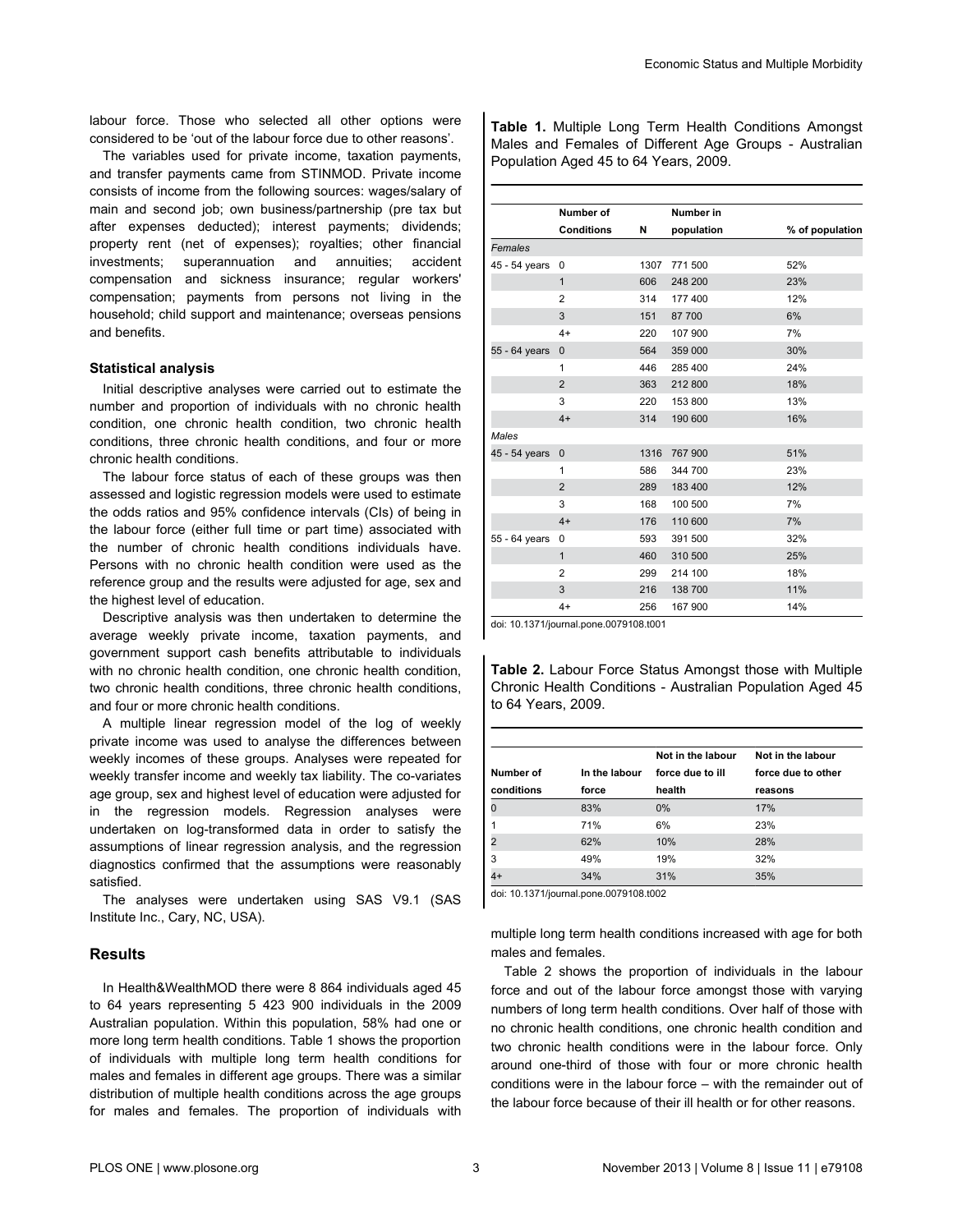labour force. Those who selected all other options were considered to be 'out of the labour force due to other reasons'.

The variables used for private income, taxation payments, and transfer payments came from STINMOD. Private income consists of income from the following sources: wages/salary of main and second job; own business/partnership (pre tax but after expenses deducted); interest payments; dividends; property rent (net of expenses); royalties; other financial investments; superannuation and annuities; accident compensation and sickness insurance; regular workers' compensation; payments from persons not living in the household; child support and maintenance; overseas pensions and benefits.

#### Statistical analysis

Initial descriptive analyses were carried out to estimate the number and proportion of individuals with no chronic health condition, one chronic health condition, two chronic health conditions, three chronic health conditions, and four or more chronic health conditions.

The labour force status of each of these groups was then assessed and logistic regression models were used to estimate the odds ratios and 95% confidence intervals (CIs) of being in the labour force (either full time or part time) associated with the number of chronic health conditions individuals have. Persons with no chronic health condition were used as the reference group and the results were adjusted for age, sex and the highest level of education.

Descriptive analysis was then undertaken to determine the average weekly private income, taxation payments, and government support cash benefits attributable to individuals with no chronic health condition, one chronic health condition, two chronic health conditions, three chronic health conditions, and four or more chronic health conditions.

A multiple linear regression model of the log of weekly private income was used to analyse the differences between weekly incomes of these groups. Analyses were repeated for weekly transfer income and weekly tax liability. The co-variates age group, sex and highest level of education were adjusted for in the regression models. Regression analyses were undertaken on log-transformed data in order to satisfy the assumptions of linear regression analysis, and the regression diagnostics confirmed that the assumptions were reasonably satisfied.

The analyses were undertaken using SAS V9.1 (SAS Institute Inc., Cary, NC, USA).

## Results

In Health&WealthMOD there were 8 864 individuals aged 45 to 64 years representing 5 423 900 individuals in the 2009 Australian population. Within this population, 58% had one or more long term health conditions. Table 1 shows the proportion of individuals with multiple long term health conditions for males and females in different age groups. There was a similar distribution of multiple health conditions across the age groups for males and females. The proportion of individuals with multiple long term health conditions increased with age for both males and females.

**Table 1.** Multiple Long Term Health Conditions Amongst Males and Females of Different Age Groups - Australian Population Aged 45 to 64 Years, 2009.

| | Number of Conditions | N | Number in population | % of population |
|---|---|---|---|---|
| *Females* | | | | |
| 45 - 54 years | 0 | 1307 | 771 500 | 52% |
| | 1 | 606 | 248 200 | 23% |
| | 2 | 314 | 177 400 | 12% |
| | 3 | 151 | 87 700 | 6% |
| | 4+ | 220 | 107 900 | 7% |
| 55 - 64 years | 0 | 564 | 359 000 | 30% |
| | 1 | 446 | 285 400 | 24% |
| | 2 | 363 | 212 800 | 18% |
| | 3 | 220 | 153 800 | 13% |
| | 4+ | 314 | 190 600 | 16% |
| *Males* | | | | |
| 45 - 54 years | 0 | 1316 | 767 900 | 51% |
| | 1 | 586 | 344 700 | 23% |
| | 2 | 289 | 183 400 | 12% |
| | 3 | 168 | 100 500 | 7% |
| | 4+ | 176 | 110 600 | 7% |
| 55 - 64 years | 0 | 593 | 391 500 | 32% |
| | 1 | 460 | 310 500 | 25% |
| | 2 | 299 | 214 100 | 18% |
| | 3 | 216 | 138 700 | 11% |
| | 4+ | 256 | 167 900 | 14% |

doi: 10.1371/journal.pone.0079108.t001

**Table 2.** Labour Force Status Amongst those with Multiple Chronic Health Conditions - Australian Population Aged 45 to 64 Years, 2009.

| Number of conditions | In the labour force | Not in the labour force due to ill health | Not in the labour force due to other reasons |
|---|---|---|---|
| 0 | 83% | 0% | 17% |
| 1 | 71% | 6% | 23% |
| 2 | 62% | 10% | 28% |
| 3 | 49% | 19% | 32% |
| 4+ | 34% | 31% | 35% |

doi: 10.1371/journal.pone.0079108.t002

Table 2 shows the proportion of individuals in the labour force and out of the labour force amongst those with varying numbers of long term health conditions. Over half of those with no chronic health conditions, one chronic health condition and two chronic health conditions were in the labour force. Only around one-third of those with four or more chronic health conditions were in the labour force – with the remainder out of the labour force because of their ill health or for other reasons.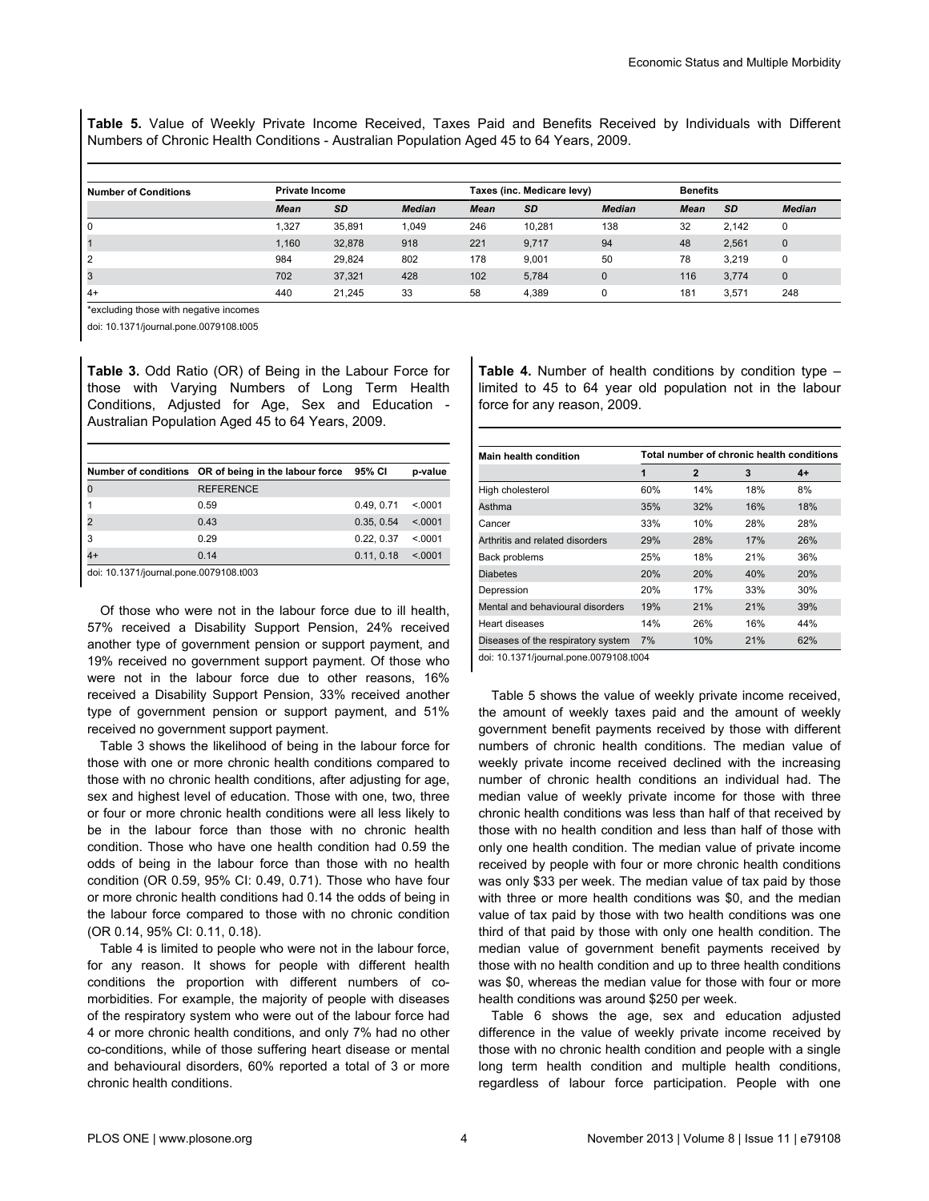**Table 5.** Value of Weekly Private Income Received, Taxes Paid and Benefits Received by Individuals with Different Numbers of Chronic Health Conditions - Australian Population Aged 45 to 64 Years, 2009.

| Number of Conditions | Private Income | | | Taxes (inc. Medicare levy) | | | Benefits | | |
|---|---|---|---|---|---|---|---|---|---|
| | *Mean* | *SD* | *Median* | *Mean* | *SD* | *Median* | *Mean* | *SD* | *Median* |
| 0 | 1,327 | 35,891 | 1,049 | 246 | 10,281 | 138 | 32 | 2,142 | 0 |
| 1 | 1,160 | 32,878 | 918 | 221 | 9,717 | 94 | 48 | 2,561 | 0 |
| 2 | 984 | 29,824 | 802 | 178 | 9,001 | 50 | 78 | 3,219 | 0 |
| 3 | 702 | 37,321 | 428 | 102 | 5,784 | 0 | 116 | 3,774 | 0 |
| 4+ | 440 | 21,245 | 33 | 58 | 4,389 | 0 | 181 | 3,571 | 248 |

*excluding those with negative incomes

doi: 10.1371/journal.pone.0079108.t005

**Table 3.** Odd Ratio (OR) of Being in the Labour Force for those with Varying Numbers of Long Term Health Conditions, Adjusted for Age, Sex and Education - Australian Population Aged 45 to 64 Years, 2009.

| Number of conditions | OR of being in the labour force | 95% CI | p-value |
|---|---|---|---|
| 0 | REFERENCE | | |
| 1 | 0.59 | 0.49, 0.71 | <.0001 |
| 2 | 0.43 | 0.35, 0.54 | <.0001 |
| 3 | 0.29 | 0.22, 0.37 | <.0001 |
| 4+ | 0.14 | 0.11, 0.18 | <.0001 |

doi: 10.1371/journal.pone.0079108.t003

Of those who were not in the labour force due to ill health, 57% received a Disability Support Pension, 24% received another type of government pension or support payment, and 19% received no government support payment. Of those who were not in the labour force due to other reasons, 16% received a Disability Support Pension, 33% received another type of government pension or support payment, and 51% received no government support payment.

Table 3 shows the likelihood of being in the labour force for those with one or more chronic health conditions compared to those with no chronic health conditions, after adjusting for age, sex and highest level of education. Those with one, two, three or four or more chronic health conditions were all less likely to be in the labour force than those with no chronic health condition. Those who have one health condition had 0.59 the odds of being in the labour force than those with no health condition (OR 0.59, 95% CI: 0.49, 0.71). Those who have four or more chronic health conditions had 0.14 the odds of being in the labour force compared to those with no chronic condition (OR 0.14, 95% CI: 0.11, 0.18).

Table 4 is limited to people who were not in the labour force, for any reason. It shows for people with different health conditions the proportion with different numbers of co-morbidities. For example, the majority of people with diseases of the respiratory system who were out of the labour force had 4 or more chronic health conditions, and only 7% had no other co-conditions, while of those suffering heart disease or mental and behavioural disorders, 60% reported a total of 3 or more chronic health conditions.

**Table 4.** Number of health conditions by condition type – limited to 45 to 64 year old population not in the labour force for any reason, 2009.

| Main health condition | Total number of chronic health conditions | | | |
|---|---|---|---|---|
| | **1** | **2** | **3** | **4+** |
| High cholesterol | 60% | 14% | 18% | 8% |
| Asthma | 35% | 32% | 16% | 18% |
| Cancer | 33% | 10% | 28% | 28% |
| Arthritis and related disorders | 29% | 28% | 17% | 26% |
| Back problems | 25% | 18% | 21% | 36% |
| Diabetes | 20% | 20% | 40% | 20% |
| Depression | 20% | 17% | 33% | 30% |
| Mental and behavioural disorders | 19% | 21% | 21% | 39% |
| Heart diseases | 14% | 26% | 16% | 44% |
| Diseases of the respiratory system | 7% | 10% | 21% | 62% |

doi: 10.1371/journal.pone.0079108.t004

Table 5 shows the value of weekly private income received, the amount of weekly taxes paid and the amount of weekly government benefit payments received by those with different numbers of chronic health conditions. The median value of weekly private income received declined with the increasing number of chronic health conditions an individual had. The median value of weekly private income for those with three chronic health conditions was less than half of that received by those with no health condition and less than half of those with only one health condition. The median value of private income received by people with four or more chronic health conditions was only $33 per week. The median value of tax paid by those with three or more health conditions was $0, and the median value of tax paid by those with two health conditions was one third of that paid by those with only one health condition. The median value of government benefit payments received by those with no health condition and up to three health conditions was $0, whereas the median value for those with four or more health conditions was around $250 per week.

Table 6 shows the age, sex and education adjusted difference in the value of weekly private income received by those with no chronic health condition and people with a single long term health condition and multiple health conditions, regardless of labour force participation. People with one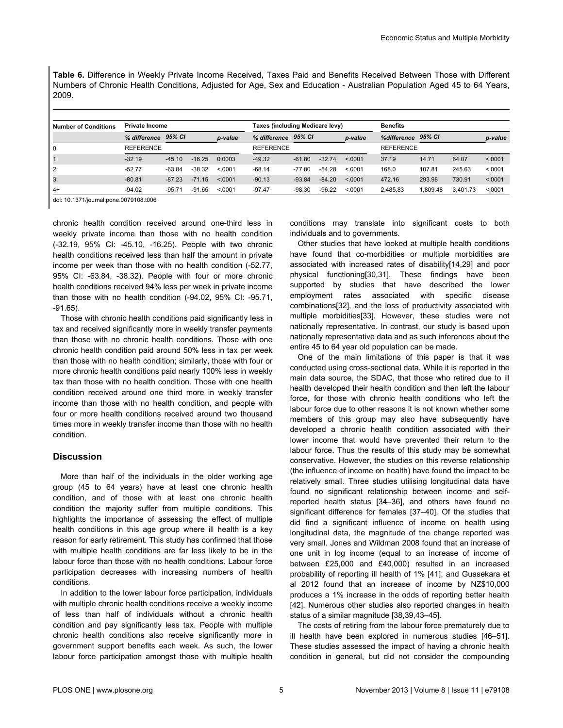**Table 6.** Difference in Weekly Private Income Received, Taxes Paid and Benefits Received Between Those with Different Numbers of Chronic Health Conditions, Adjusted for Age, Sex and Education - Australian Population Aged 45 to 64 Years, 2009.

| Number of Conditions | Private Income | | | | Taxes (including Medicare levy) | | | | Benefits | | | |
|---|---|---|---|---|---|---|---|---|---|---|---|---|
| | *% difference* | *95% CI* | | *p-value* | *% difference* | *95% CI* | | *p-value* | *%difference* | *95% CI* | | *p-value* |
| 0 | REFERENCE | | | | REFERENCE | | | | REFERENCE | | | |
| 1 | -32.19 | -45.10 | -16.25 | 0.0003 | -49.32 | -61.80 | -32.74 | <.0001 | 37.19 | 14.71 | 64.07 | <.0001 |
| 2 | -52.77 | -63.84 | -38.32 | <.0001 | -68.14 | -77.80 | -54.28 | <.0001 | 168.0 | 107.81 | 245.63 | <.0001 |
| 3 | -80.81 | -87.23 | -71.15 | <.0001 | -90.13 | -93.84 | -84.20 | <.0001 | 472.16 | 293.98 | 730.91 | <.0001 |
| 4+ | -94.02 | -95.71 | -91.65 | <.0001 | -97.47 | -98.30 | -96.22 | <.0001 | 2,485.83 | 1,809.48 | 3,401.73 | <.0001 |

doi: 10.1371/journal.pone.0079108.t006

chronic health condition received around one-third less in weekly private income than those with no health condition (-32.19, 95% CI: -45.10, -16.25). People with two chronic health conditions received less than half the amount in private income per week than those with no health condition (-52.77, 95% CI: -63.84, -38.32). People with four or more chronic health conditions received 94% less per week in private income than those with no health condition (-94.02, 95% CI: -95.71, -91.65).

Those with chronic health conditions paid significantly less in tax and received significantly more in weekly transfer payments than those with no chronic health conditions. Those with one chronic health condition paid around 50% less in tax per week than those with no health condition; similarly, those with four or more chronic health conditions paid nearly 100% less in weekly tax than those with no health condition. Those with one health condition received around one third more in weekly transfer income than those with no health condition, and people with four or more health conditions received around two thousand times more in weekly transfer income than those with no health condition.

## Discussion

More than half of the individuals in the older working age group (45 to 64 years) have at least one chronic health condition, and of those with at least one chronic health condition the majority suffer from multiple conditions. This highlights the importance of assessing the effect of multiple health conditions in this age group where ill health is a key reason for early retirement. This study has confirmed that those with multiple health conditions are far less likely to be in the labour force than those with no health conditions. Labour force participation decreases with increasing numbers of health conditions.

In addition to the lower labour force participation, individuals with multiple chronic health conditions receive a weekly income of less than half of individuals without a chronic health condition and pay significantly less tax. People with multiple chronic health conditions also receive significantly more in government support benefits each week. As such, the lower labour force participation amongst those with multiple health conditions may translate into significant costs to both individuals and to governments.

Other studies that have looked at multiple health conditions have found that co-morbidities or multiple morbidities are associated with increased rates of disability[14,29] and poor physical functioning[30,31]. These findings have been supported by studies that have described the lower employment rates associated with specific disease combinations[32], and the loss of productivity associated with multiple morbidities[33]. However, these studies were not nationally representative. In contrast, our study is based upon nationally representative data and as such inferences about the entire 45 to 64 year old population can be made.

One of the main limitations of this paper is that it was conducted using cross-sectional data. While it is reported in the main data source, the SDAC, that those who retired due to ill health developed their health condition and then left the labour force, for those with chronic health conditions who left the labour force due to other reasons it is not known whether some members of this group may also have subsequently have developed a chronic health condition associated with their lower income that would have prevented their return to the labour force. Thus the results of this study may be somewhat conservative. However, the studies on this reverse relationship (the influence of income on health) have found the impact to be relatively small. Three studies utilising longitudinal data have found no significant relationship between income and self-reported health status [34–36], and others have found no significant difference for females [37–40]. Of the studies that did find a significant influence of income on health using longitudinal data, the magnitude of the change reported was very small. Jones and Wildman 2008 found that an increase of one unit in log income (equal to an increase of income of between £25,000 and £40,000) resulted in an increased probability of reporting ill health of 1% [41]; and Guasekara et al 2012 found that an increase of income by NZ$10,000 produces a 1% increase in the odds of reporting better health [42]. Numerous other studies also reported changes in health status of a similar magnitude [38,39,43–45].

The costs of retiring from the labour force prematurely due to ill health have been explored in numerous studies [46–51]. These studies assessed the impact of having a chronic health condition in general, but did not consider the compounding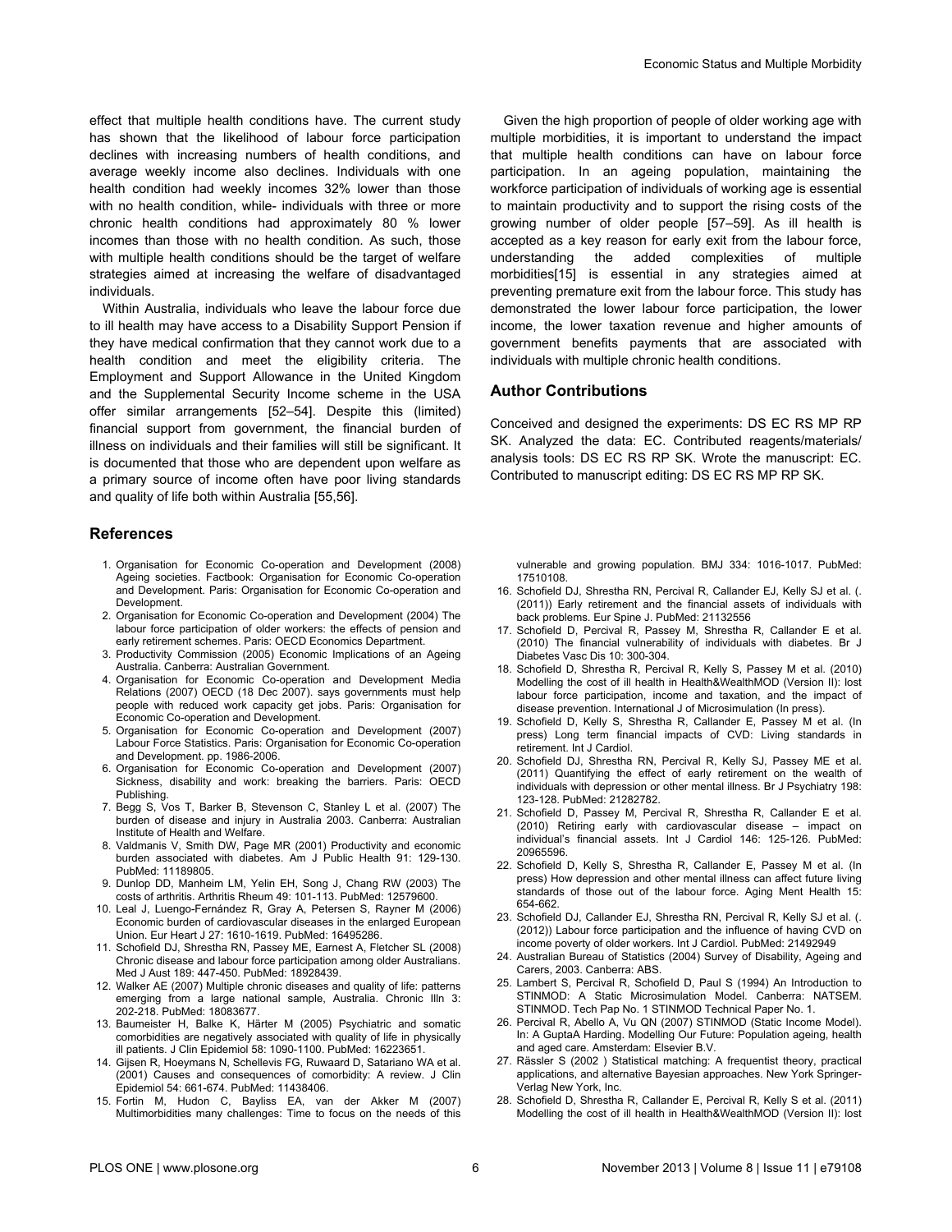effect that multiple health conditions have. The current study has shown that the likelihood of labour force participation declines with increasing numbers of health conditions, and average weekly income also declines. Individuals with one health condition had weekly incomes 32% lower than those with no health condition, while- individuals with three or more chronic health conditions had approximately 80 % lower incomes than those with no health condition. As such, those with multiple health conditions should be the target of welfare strategies aimed at increasing the welfare of disadvantaged individuals.

Within Australia, individuals who leave the labour force due to ill health may have access to a Disability Support Pension if they have medical confirmation that they cannot work due to a health condition and meet the eligibility criteria. The Employment and Support Allowance in the United Kingdom and the Supplemental Security Income scheme in the USA offer similar arrangements [52–54]. Despite this (limited) financial support from government, the financial burden of illness on individuals and their families will still be significant. It is documented that those who are dependent upon welfare as a primary source of income often have poor living standards and quality of life both within Australia [55,56].

Given the high proportion of people of older working age with multiple morbidities, it is important to understand the impact that multiple health conditions can have on labour force participation. In an ageing population, maintaining the workforce participation of individuals of working age is essential to maintain productivity and to support the rising costs of the growing number of older people [57–59]. As ill health is accepted as a key reason for early exit from the labour force, understanding the added complexities of multiple morbidities[15] is essential in any strategies aimed at preventing premature exit from the labour force. This study has demonstrated the lower labour force participation, the lower income, the lower taxation revenue and higher amounts of government benefits payments that are associated with individuals with multiple chronic health conditions.

## Author Contributions

Conceived and designed the experiments: DS EC RS MP RP SK. Analyzed the data: EC. Contributed reagents/materials/analysis tools: DS EC RS RP SK. Wrote the manuscript: EC. Contributed to manuscript editing: DS EC RS MP RP SK.

## References

1. Organisation for Economic Co-operation and Development (2008) Ageing societies. Factbook: Organisation for Economic Co-operation and Development. Paris: Organisation for Economic Co-operation and Development.
2. Organisation for Economic Co-operation and Development (2004) The labour force participation of older workers: the effects of pension and early retirement schemes. Paris: OECD Economics Department.
3. Productivity Commission (2005) Economic Implications of an Ageing Australia. Canberra: Australian Government.
4. Organisation for Economic Co-operation and Development Media Relations (2007) OECD (18 Dec 2007). says governments must help people with reduced work capacity get jobs. Paris: Organisation for Economic Co-operation and Development.
5. Organisation for Economic Co-operation and Development (2007) Labour Force Statistics. Paris: Organisation for Economic Co-operation and Development. pp. 1986-2006.
6. Organisation for Economic Co-operation and Development (2007) Sickness, disability and work: breaking the barriers. Paris: OECD Publishing.
7. Begg S, Vos T, Barker B, Stevenson C, Stanley L et al. (2007) The burden of disease and injury in Australia 2003. Canberra: Australian Institute of Health and Welfare.
8. Valdmanis V, Smith DW, Page MR (2001) Productivity and economic burden associated with diabetes. Am J Public Health 91: 129-130. PubMed: 11189805.
9. Dunlop DD, Manheim LM, Yelin EH, Song J, Chang RW (2003) The costs of arthritis. Arthritis Rheum 49: 101-113. PubMed: 12579600.
10. Leal J, Luengo-Fernández R, Gray A, Petersen S, Rayner M (2006) Economic burden of cardiovascular diseases in the enlarged European Union. Eur Heart J 27: 1610-1619. PubMed: 16495286.
11. Schofield DJ, Shrestha RN, Passey ME, Earnest A, Fletcher SL (2008) Chronic disease and labour force participation among older Australians. Med J Aust 189: 447-450. PubMed: 18928439.
12. Walker AE (2007) Multiple chronic diseases and quality of life: patterns emerging from a large national sample, Australia. Chronic Illn 3: 202-218. PubMed: 18083677.
13. Baumeister H, Balke K, Härter M (2005) Psychiatric and somatic comorbidities are negatively associated with quality of life in physically ill patients. J Clin Epidemiol 58: 1090-1100. PubMed: 16223651.
14. Gijsen R, Hoeymans N, Schellevis FG, Ruwaard D, Satariano WA et al. (2001) Causes and consequences of comorbidity: A review. J Clin Epidemiol 54: 661-674. PubMed: 11438406.
15. Fortin M, Hudon C, Bayliss EA, van der Akker M (2007) Multimorbidities many challenges: Time to focus on the needs of this vulnerable and growing population. BMJ 334: 1016-1017. PubMed: 17510108.
16. Schofield DJ, Shrestha RN, Percival R, Callander EJ, Kelly SJ et al. (. (2011)) Early retirement and the financial assets of individuals with back problems. Eur Spine J. PubMed: 21132556
17. Schofield D, Percival R, Passey M, Shrestha R, Callander E et al. (2010) The financial vulnerability of individuals with diabetes. Br J Diabetes Vasc Dis 10: 300-304.
18. Schofield D, Shrestha R, Percival R, Kelly S, Passey M et al. (2010) Modelling the cost of ill health in Health&WealthMOD (Version II): lost labour force participation, income and taxation, and the impact of disease prevention. International J of Microsimulation (In press).
19. Schofield D, Kelly S, Shrestha R, Callander E, Passey M et al. (In press) Long term financial impacts of CVD: Living standards in retirement. Int J Cardiol.
20. Schofield DJ, Shrestha RN, Percival R, Kelly SJ, Passey ME et al. (2011) Quantifying the effect of early retirement on the wealth of individuals with depression or other mental illness. Br J Psychiatry 198: 123-128. PubMed: 21282782.
21. Schofield D, Passey M, Percival R, Shrestha R, Callander E et al. (2010) Retiring early with cardiovascular disease – impact on individual's financial assets. Int J Cardiol 146: 125-126. PubMed: 20965596.
22. Schofield D, Kelly S, Shrestha R, Callander E, Passey M et al. (In press) How depression and other mental illness can affect future living standards of those out of the labour force. Aging Ment Health 15: 654-662.
23. Schofield DJ, Callander EJ, Shrestha RN, Percival R, Kelly SJ et al. (. (2012)) Labour force participation and the influence of having CVD on income poverty of older workers. Int J Cardiol. PubMed: 21492949
24. Australian Bureau of Statistics (2004) Survey of Disability, Ageing and Carers, 2003. Canberra: ABS.
25. Lambert S, Percival R, Schofield D, Paul S (1994) An Introduction to STINMOD: A Static Microsimulation Model. Canberra: NATSEM. STINMOD. Tech Pap No. 1 STINMOD Technical Paper No. 1.
26. Percival R, Abello A, Vu QN (2007) STINMOD (Static Income Model). In: A GuptaA Harding. Modelling Our Future: Population ageing, health and aged care. Amsterdam: Elsevier B.V.
27. Rässler S (2002 ) Statistical matching: A frequentist theory, practical applications, and alternative Bayesian approaches. New York Springer-Verlag New York, Inc.
28. Schofield D, Shrestha R, Callander E, Percival R, Kelly S et al. (2011) Modelling the cost of ill health in Health&WealthMOD (Version II): lost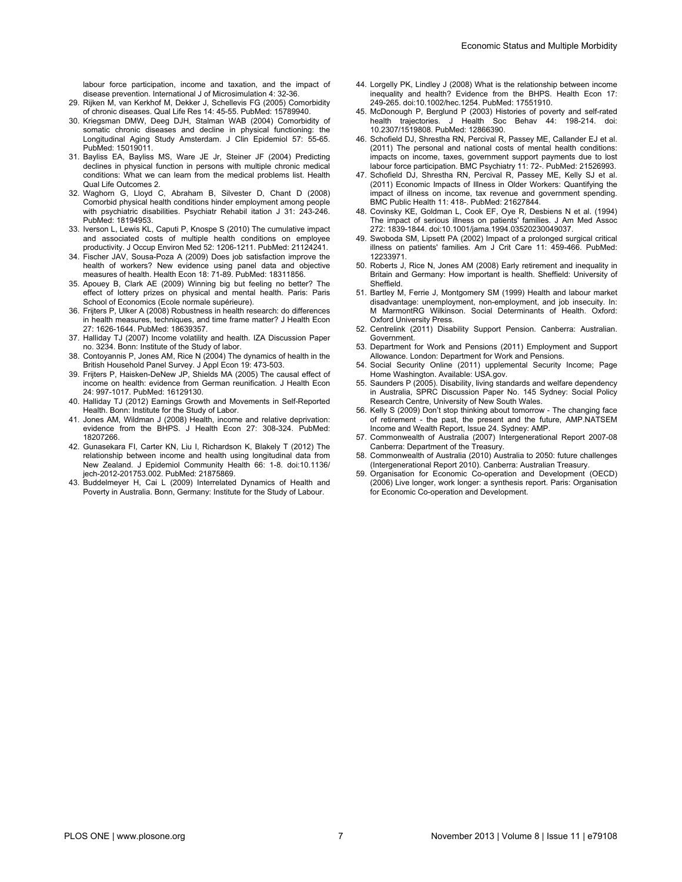labour force participation, income and taxation, and the impact of disease prevention. International J of Microsimulation 4: 32-36.

29. Rijken M, van Kerkhof M, Dekker J, Schellevis FG (2005) Comorbidity of chronic diseases. Qual Life Res 14: 45-55. PubMed: 15789940.
30. Kriegsman DMW, Deeg DJH, Stalman WAB (2004) Comorbidity of somatic chronic diseases and decline in physical functioning: the Longitudinal Aging Study Amsterdam. J Clin Epidemiol 57: 55-65. PubMed: 15019011.
31. Bayliss EA, Bayliss MS, Ware JE Jr, Steiner JF (2004) Predicting declines in physical function in persons with multiple chronic medical conditions: What we can learn from the medical problems list. Health Qual Life Outcomes 2.
32. Waghorn G, Lloyd C, Abraham B, Silvester D, Chant D (2008) Comorbid physical health conditions hinder employment among people with psychiatric disabilities. Psychiatr Rehabil itation J 31: 243-246. PubMed: 18194953.
33. Iverson L, Lewis KL, Caputi P, Knospe S (2010) The cumulative impact and associated costs of multiple health conditions on employee productivity. J Occup Environ Med 52: 1206-1211. PubMed: 21124241.
34. Fischer JAV, Sousa-Poza A (2009) Does job satisfaction improve the health of workers? New evidence using panel data and objective measures of health. Health Econ 18: 71-89. PubMed: 18311856.
35. Apouey B, Clark AE (2009) Winning big but feeling no better? The effect of lottery prizes on physical and mental health. Paris: Paris School of Economics (Ecole normale supérieure).
36. Frijters P, Ulker A (2008) Robustness in health research: do differences in health measures, techniques, and time frame matter? J Health Econ 27: 1626-1644. PubMed: 18639357.
37. Halliday TJ (2007) Income volatility and health. IZA Discussion Paper no. 3234. Bonn: Institute of the Study of labor.
38. Contoyannis P, Jones AM, Rice N (2004) The dynamics of health in the British Household Panel Survey. J Appl Econ 19: 473-503.
39. Frijters P, Haisken-DeNew JP, Shields MA (2005) The causal effect of income on health: evidence from German reunification. J Health Econ 24: 997-1017. PubMed: 16129130.
40. Halliday TJ (2012) Earnings Growth and Movements in Self-Reported Health. Bonn: Institute for the Study of Labor.
41. Jones AM, Wildman J (2008) Health, income and relative deprivation: evidence from the BHPS. J Health Econ 27: 308-324. PubMed: 18207266.
42. Gunasekara FI, Carter KN, Liu I, Richardson K, Blakely T (2012) The relationship between income and health using longitudinal data from New Zealand. J Epidemiol Community Health 66: 1-8. doi:10.1136/jech-2012-201753.002. PubMed: 21875869.
43. Buddelmeyer H, Cai L (2009) Interrelated Dynamics of Health and Poverty in Australia. Bonn, Germany: Institute for the Study of Labour.
44. Lorgelly PK, Lindley J (2008) What is the relationship between income inequality and health? Evidence from the BHPS. Health Econ 17: 249-265. doi:10.1002/hec.1254. PubMed: 17551910.
45. McDonough P, Berglund P (2003) Histories of poverty and self-rated health trajectories. J Health Soc Behav 44: 198-214. doi: 10.2307/1519808. PubMed: 12866390.
46. Schofield DJ, Shrestha RN, Percival R, Passey ME, Callander EJ et al. (2011) The personal and national costs of mental health conditions: impacts on income, taxes, government support payments due to lost labour force participation. BMC Psychiatry 11: 72-. PubMed: 21526993.
47. Schofield DJ, Shrestha RN, Percival R, Passey ME, Kelly SJ et al. (2011) Economic Impacts of Illness in Older Workers: Quantifying the impact of illness on income, tax revenue and government spending. BMC Public Health 11: 418-. PubMed: 21627844.
48. Covinsky KE, Goldman L, Cook EF, Oye R, Desbiens N et al. (1994) The impact of serious illness on patients' families. J Am Med Assoc 272: 1839-1844. doi:10.1001/jama.1994.03520230049037.
49. Swoboda SM, Lipsett PA (2002) Impact of a prolonged surgical critical illness on patients' families. Am J Crit Care 11: 459-466. PubMed: 12233971.
50. Roberts J, Rice N, Jones AM (2008) Early retirement and inequality in Britain and Germany: How important is health. Sheffield: University of Sheffield.
51. Bartley M, Ferrie J, Montgomery SM (1999) Health and labour market disadvantage: unemployment, non-employment, and job insecuity. In: M MarmontRG Wilkinson. Social Determinants of Health. Oxford: Oxford University Press.
52. Centrelink (2011) Disability Support Pension. Canberra: Australian. Government.
53. Department for Work and Pensions (2011) Employment and Support Allowance. London: Department for Work and Pensions.
54. Social Security Online (2011) upplemental Security Income; Page Home Washington. Available: USA.gov.
55. Saunders P (2005). Disability, living standards and welfare dependency in Australia, SPRC Discussion Paper No. 145 Sydney: Social Policy Research Centre, University of New South Wales.
56. Kelly S (2009) Don't stop thinking about tomorrow - The changing face of retirement - the past, the present and the future, AMP.NATSEM Income and Wealth Report, Issue 24. Sydney: AMP.
57. Commonwealth of Australia (2007) Intergenerational Report 2007-08 Canberra: Department of the Treasury.
58. Commonwealth of Australia (2010) Australia to 2050: future challenges (Intergenerational Report 2010). Canberra: Australian Treasury.
59. Organisation for Economic Co-operation and Development (OECD) (2006) Live longer, work longer: a synthesis report. Paris: Organisation for Economic Co-operation and Development.